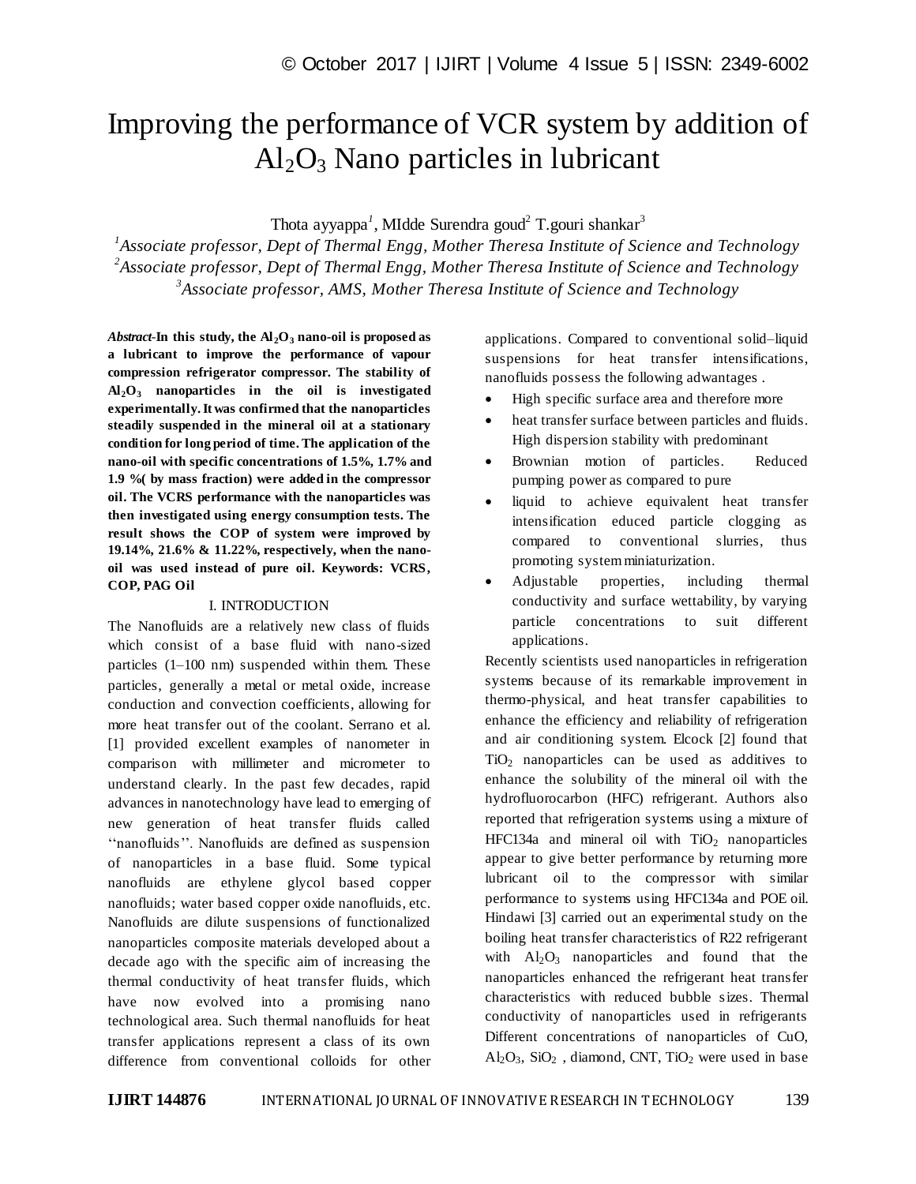# Improving the performance of VCR system by addition of $Al_2O_3$ Nano particles in lubricant

Thota ayyappa[1], MIdde Surendra goud[2] T.gouri shankar[3]

[1]*Associate professor, Dept of Thermal Engg, Mother Theresa Institute of Science and Technology*
[2]*Associate professor, Dept of Thermal Engg, Mother Theresa Institute of Science and Technology*
[3]*Associate professor, AMS, Mother Theresa Institute of Science and Technology*

***Abstract*-In this study, the $Al_2O_3$ nano-oil is proposed as a lubricant to improve the performance of vapour compression refrigerator compressor. The stability of $Al_2O_3$ nanoparticles in the oil is investigated experimentally. It was confirmed that the nanoparticles steadily suspended in the mineral oil at a stationary condition for long period of time. The application of the nano-oil with specific concentrations of 1.5%, 1.7% and 1.9 %( by mass fraction) were added in the compressor oil. The VCRS performance with the nanoparticles was then investigated using energy consumption tests. The result shows the COP of system were improved by 19.14%, 21.6% & 11.22%, respectively, when the nano-oil was used instead of pure oil. Keywords: VCRS, COP, PAG Oil**

## I. INTRODUCTION

The Nanofluids are a relatively new class of fluids which consist of a base fluid with nano-sized particles (1–100 nm) suspended within them. These particles, generally a metal or metal oxide, increase conduction and convection coefficients, allowing for more heat transfer out of the coolant. Serrano et al. [1] provided excellent examples of nanometer in comparison with millimeter and micrometer to understand clearly. In the past few decades, rapid advances in nanotechnology have lead to emerging of new generation of heat transfer fluids called ''nanofluids''. Nanofluids are defined as suspension of nanoparticles in a base fluid. Some typical nanofluids are ethylene glycol based copper nanofluids; water based copper oxide nanofluids, etc. Nanofluids are dilute suspensions of functionalized nanoparticles composite materials developed about a decade ago with the specific aim of increasing the thermal conductivity of heat transfer fluids, which have now evolved into a promising nano technological area. Such thermal nanofluids for heat transfer applications represent a class of its own difference from conventional colloids for other applications. Compared to conventional solid–liquid suspensions for heat transfer intensifications, nanofluids possess the following adwantages .

- High specific surface area and therefore more
- heat transfer surface between particles and fluids. High dispersion stability with predominant
- Brownian motion of particles. Reduced pumping power as compared to pure
- liquid to achieve equivalent heat transfer intensification educed particle clogging as compared to conventional slurries, thus promoting system miniaturization.
- Adjustable properties, including thermal conductivity and surface wettability, by varying particle concentrations to suit different applications.

Recently scientists used nanoparticles in refrigeration systems because of its remarkable improvement in thermo-physical, and heat transfer capabilities to enhance the efficiency and reliability of refrigeration and air conditioning system. Elcock [2] found that $TiO_2$ nanoparticles can be used as additives to enhance the solubility of the mineral oil with the hydrofluorocarbon (HFC) refrigerant. Authors also reported that refrigeration systems using a mixture of HFC134a and mineral oil with $TiO_2$ nanoparticles appear to give better performance by returning more lubricant oil to the compressor with similar performance to systems using HFC134a and POE oil. Hindawi [3] carried out an experimental study on the boiling heat transfer characteristics of R22 refrigerant with $Al_2O_3$ nanoparticles and found that the nanoparticles enhanced the refrigerant heat transfer characteristics with reduced bubble sizes. Thermal conductivity of nanoparticles used in refrigerants Different concentrations of nanoparticles of CuO, $Al_2O_3$, $SiO_2$ , diamond, CNT, $TiO_2$ were used in base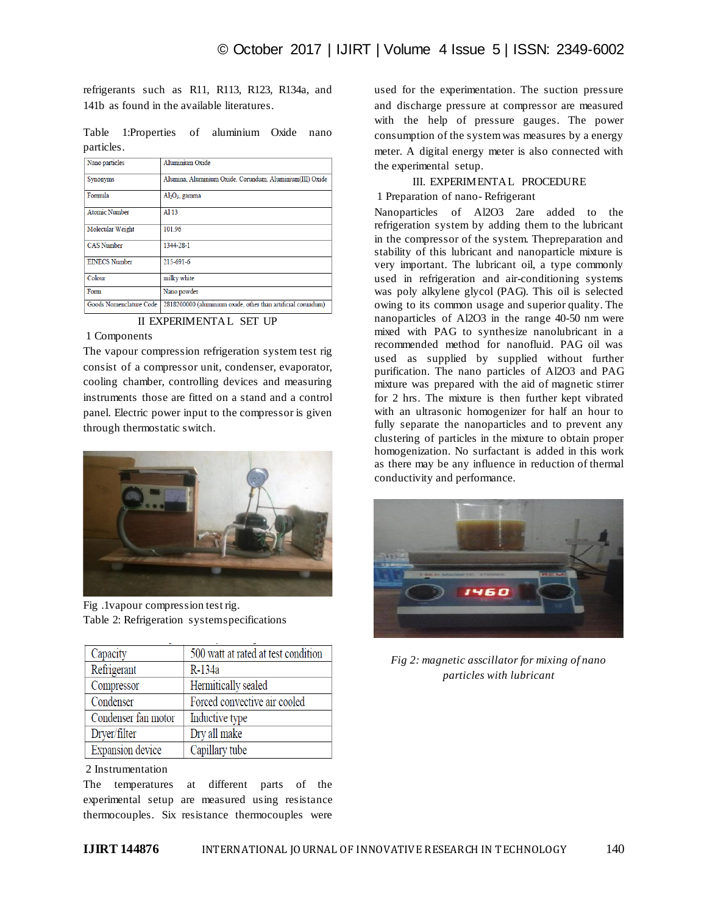refrigerants such as R11, R113, R123, R134a, and 141b as found in the available literatures.

Table 1:Properties of aluminium Oxide nano particles.

| Nano particles | Aluminium Oxide |
|---|---|
| Synonyms | Alumina, Aluminium Oxide, Corundum, Aluminium(III) Oxide |
| Formula | $Al_2O_3$, gamma |
| Atomic Number | Al 13 |
| Molecular Weight | 101.96 |
| CAS Number | 1344-28-1 |
| EINECS Number | 215-691-6 |
| Colour | milky white |
| Form | Nano powder |
| Goods Nomenclature Code | 2818200000 (aluminium oxide, other than artificial corundum) |

## II EXPERIMENTAL SET UP

### 1 Components

The vapour compression refrigeration system test rig consist of a compressor unit, condenser, evaporator, cooling chamber, controlling devices and measuring instruments those are fitted on a stand and a control panel. Electric power input to the compressor is given through thermostatic switch.

Fig .1vapour compression test rig.

Table 2: Refrigeration systemspecifications

| Capacity | 500 watt at rated at test condition |
|---|---|
| Refrigerant | R-134a |
| Compressor | Hermitically sealed |
| Condenser | Forced convective air cooled |
| Condenser fan motor | Inductive type |
| Dryer/filter | Dry all make |
| Expansion device | Capillary tube |

### 2 Instrumentation

The temperatures at different parts of the experimental setup are measured using resistance thermocouples. Six resistance thermocouples were used for the experimentation. The suction pressure and discharge pressure at compressor are measured with the help of pressure gauges. The power consumption of the system was measures by a energy meter. A digital energy meter is also connected with the experimental setup.

## III. EXPERIMENTAL PROCEDURE

### 1 Preparation of nano- Refrigerant

Nanoparticles of Al2O3 2are added to the refrigeration system by adding them to the lubricant in the compressor of the system. Thepreparation and stability of this lubricant and nanoparticle mixture is very important. The lubricant oil, a type commonly used in refrigeration and air-conditioning systems was poly alkylene glycol (PAG). This oil is selected owing to its common usage and superior quality. The nanoparticles of Al2O3 in the range 40-50 nm were mixed with PAG to synthesize nanolubricant in a recommended method for nanofluid. PAG oil was used as supplied by supplied without further purification. The nano particles of Al2O3 and PAG mixture was prepared with the aid of magnetic stirrer for 2 hrs. The mixture is then further kept vibrated with an ultrasonic homogenizer for half an hour to fully separate the nanoparticles and to prevent any clustering of particles in the mixture to obtain proper homogenization. No surfactant is added in this work as there may be any influence in reduction of thermal conductivity and performance.

*Fig 2: magnetic asscillator for mixing of nano particles with lubricant*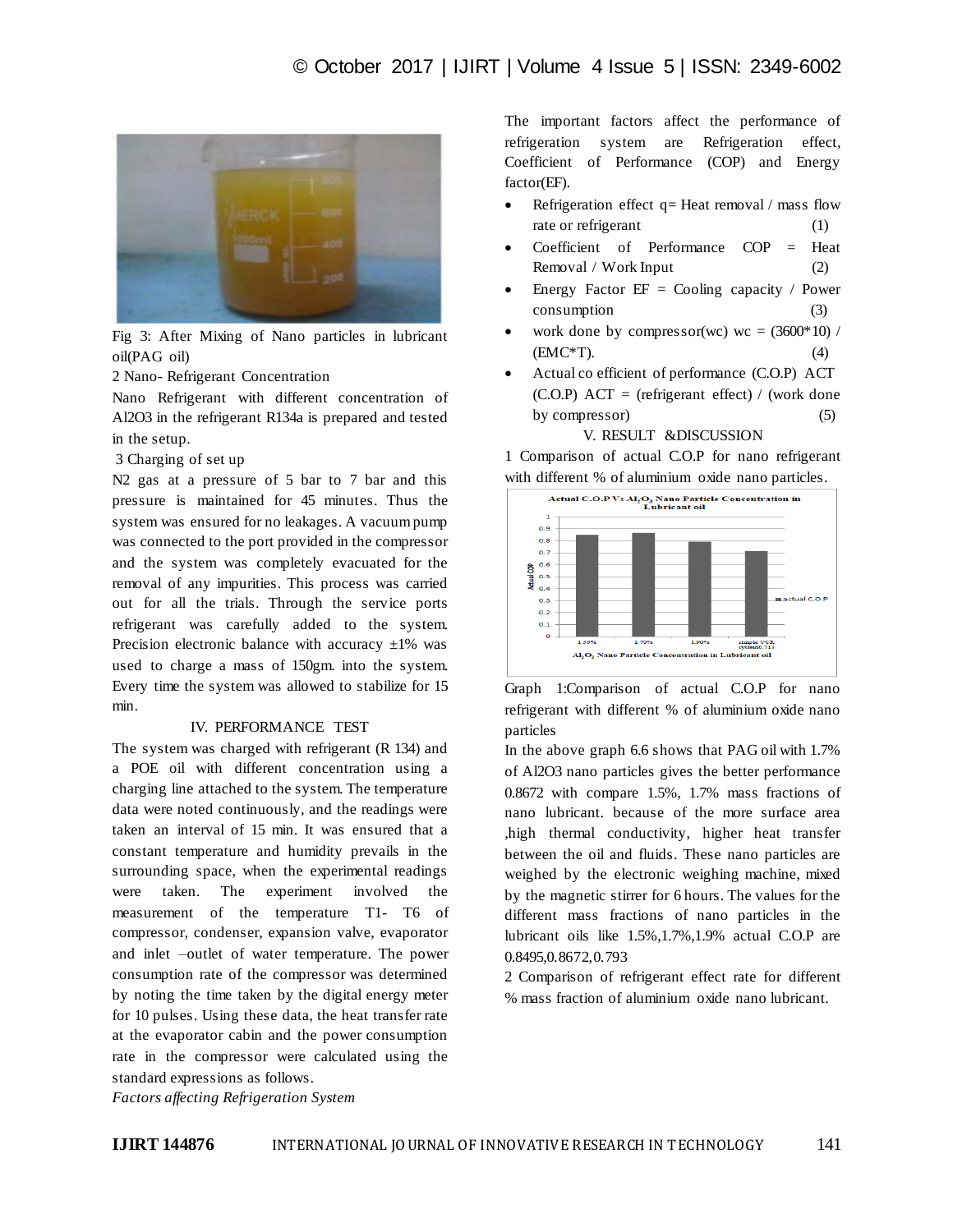Fig 3: After Mixing of Nano particles in lubricant oil(PAG oil)

2 Nano- Refrigerant Concentration

Nano Refrigerant with different concentration of Al2O3 in the refrigerant R134a is prepared and tested in the setup.

3 Charging of set up

N2 gas at a pressure of 5 bar to 7 bar and this pressure is maintained for 45 minutes. Thus the system was ensured for no leakages. A vacuum pump was connected to the port provided in the compressor and the system was completely evacuated for the removal of any impurities. This process was carried out for all the trials. Through the service ports refrigerant was carefully added to the system. Precision electronic balance with accuracy ±1% was used to charge a mass of 150gm. into the system. Every time the system was allowed to stabilize for 15 min.

## IV. PERFORMANCE TEST

The system was charged with refrigerant (R 134) and a POE oil with different concentration using a charging line attached to the system. The temperature data were noted continuously, and the readings were taken an interval of 15 min. It was ensured that a constant temperature and humidity prevails in the surrounding space, when the experimental readings were taken. The experiment involved the measurement of the temperature T1- T6 of compressor, condenser, expansion valve, evaporator and inlet –outlet of water temperature. The power consumption rate of the compressor was determined by noting the time taken by the digital energy meter for 10 pulses. Using these data, the heat transfer rate at the evaporator cabin and the power consumption rate in the compressor were calculated using the standard expressions as follows.

*Factors affecting Refrigeration System*

The important factors affect the performance of refrigeration system are Refrigeration effect, Coefficient of Performance (COP) and Energy factor(EF).

- Refrigeration effect q= Heat removal / mass flow rate or refrigerant (1)
- Coefficient of Performance COP = Heat Removal / Work Input (2)
- Energy Factor EF = Cooling capacity / Power consumption (3)
- work done by compressor(wc) wc = (3600*10) / (EMC*T). (4)
- Actual co efficient of performance (C.O.P) ACT (C.O.P) ACT = (refrigerant effect) / (work done by compressor) (5)

## V. RESULT &DISCUSSION

1 Comparison of actual C.O.P for nano refrigerant with different % of aluminium oxide nano particles.

Graph 1:Comparison of actual C.O.P for nano refrigerant with different % of aluminium oxide nano particles

In the above graph 6.6 shows that PAG oil with 1.7% of Al2O3 nano particles gives the better performance 0.8672 with compare 1.5%, 1.7% mass fractions of nano lubricant. because of the more surface area ,high thermal conductivity, higher heat transfer between the oil and fluids. These nano particles are weighed by the electronic weighing machine, mixed by the magnetic stirrer for 6 hours. The values for the different mass fractions of nano particles in the lubricant oils like 1.5%,1.7%,1.9% actual C.O.P are 0.8495,0.8672,0.793

2 Comparison of refrigerant effect rate for different % mass fraction of aluminium oxide nano lubricant.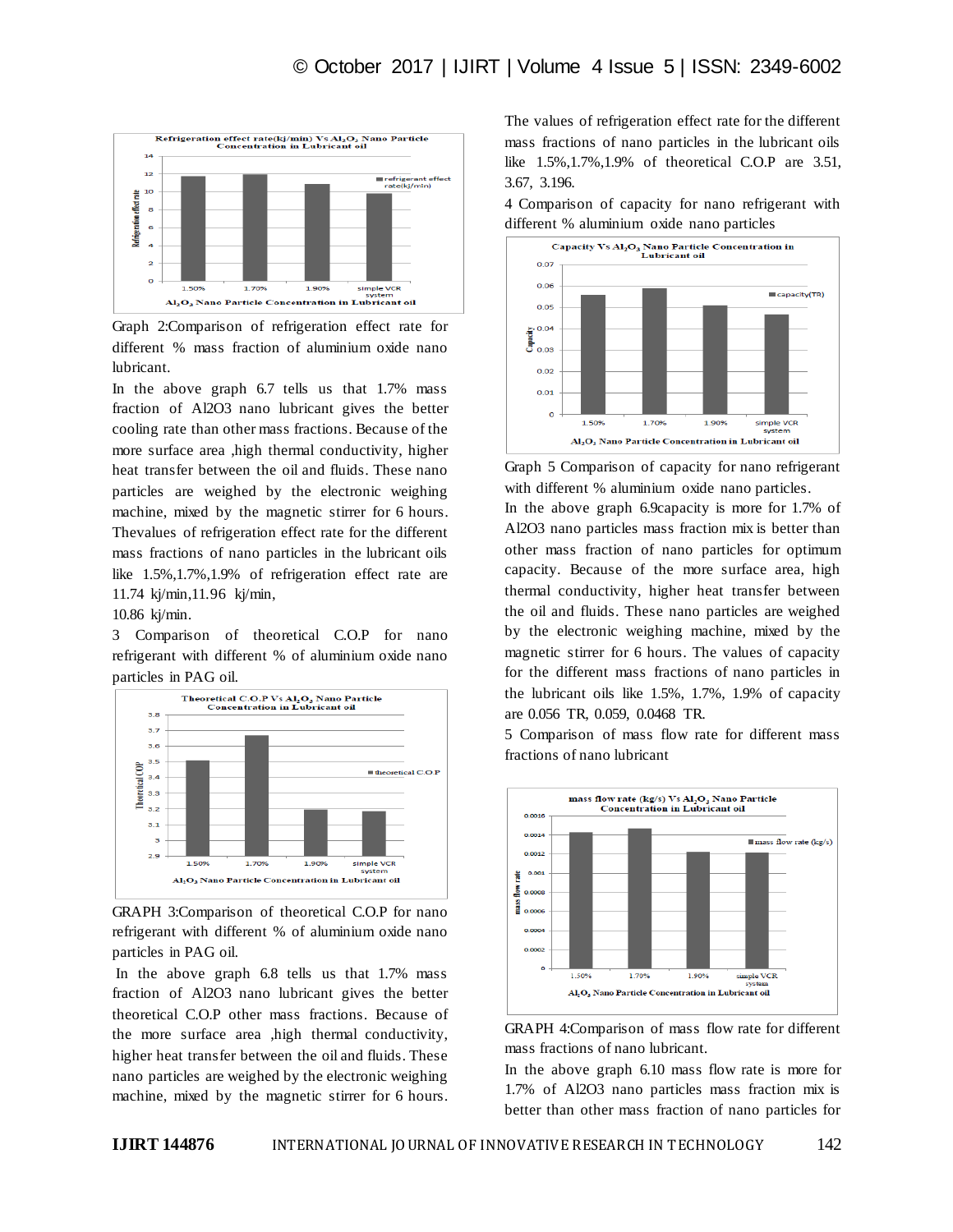Graph 2:Comparison of refrigeration effect rate for different % mass fraction of aluminium oxide nano lubricant.

In the above graph 6.7 tells us that 1.7% mass fraction of Al2O3 nano lubricant gives the better cooling rate than other mass fractions. Because of the more surface area ,high thermal conductivity, higher heat transfer between the oil and fluids. These nano particles are weighed by the electronic weighing machine, mixed by the magnetic stirrer for 6 hours. Thevalues of refrigeration effect rate for the different mass fractions of nano particles in the lubricant oils like 1.5%,1.7%,1.9% of refrigeration effect rate are 11.74 kj/min,11.96 kj/min,
10.86 kj/min.

3 Comparison of theoretical C.O.P for nano refrigerant with different % of aluminium oxide nano particles in PAG oil.

GRAPH 3:Comparison of theoretical C.O.P for nano refrigerant with different % of aluminium oxide nano particles in PAG oil.

In the above graph 6.8 tells us that 1.7% mass fraction of Al2O3 nano lubricant gives the better theoretical C.O.P other mass fractions. Because of the more surface area ,high thermal conductivity, higher heat transfer between the oil and fluids. These nano particles are weighed by the electronic weighing machine, mixed by the magnetic stirrer for 6 hours. The values of refrigeration effect rate for the different mass fractions of nano particles in the lubricant oils like 1.5%,1.7%,1.9% of theoretical C.O.P are 3.51, 3.67, 3.196.

4 Comparison of capacity for nano refrigerant with different % aluminium oxide nano particles

Graph 5 Comparison of capacity for nano refrigerant with different % aluminium oxide nano particles.

In the above graph 6.9capacity is more for 1.7% of Al2O3 nano particles mass fraction mix is better than other mass fraction of nano particles for optimum capacity. Because of the more surface area, high thermal conductivity, higher heat transfer between the oil and fluids. These nano particles are weighed by the electronic weighing machine, mixed by the magnetic stirrer for 6 hours. The values of capacity for the different mass fractions of nano particles in the lubricant oils like 1.5%, 1.7%, 1.9% of capacity are 0.056 TR, 0.059, 0.0468 TR.

5 Comparison of mass flow rate for different mass fractions of nano lubricant

GRAPH 4:Comparison of mass flow rate for different mass fractions of nano lubricant.

In the above graph 6.10 mass flow rate is more for 1.7% of Al2O3 nano particles mass fraction mix is better than other mass fraction of nano particles for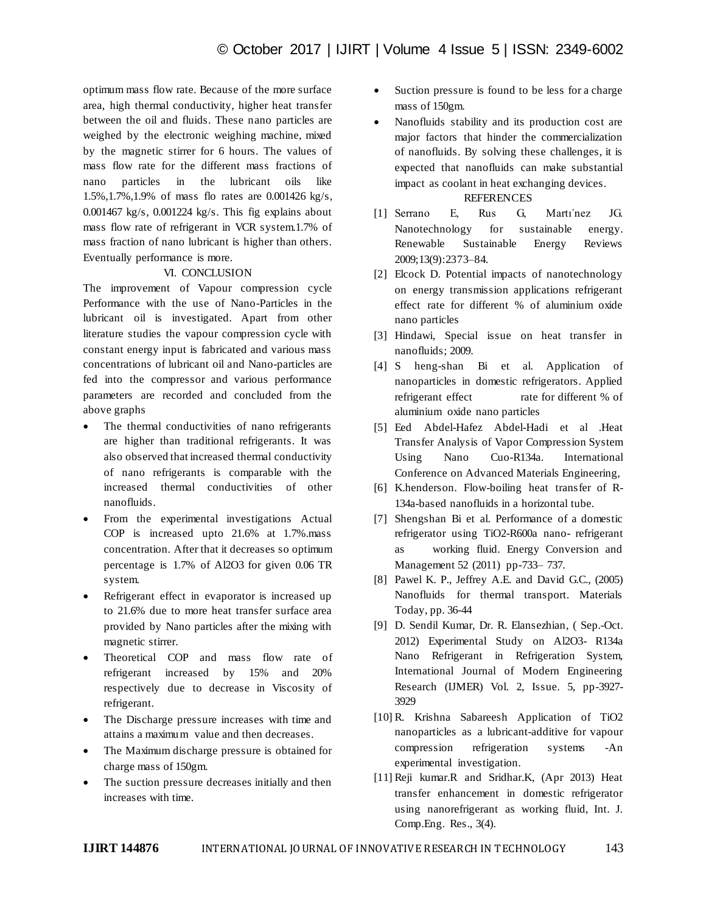optimum mass flow rate. Because of the more surface area, high thermal conductivity, higher heat transfer between the oil and fluids. These nano particles are weighed by the electronic weighing machine, mixed by the magnetic stirrer for 6 hours. The values of mass flow rate for the different mass fractions of nano particles in the lubricant oils like 1.5%,1.7%,1.9% of mass flo rates are 0.001426 kg/s, 0.001467 kg/s, 0.001224 kg/s. This fig explains about mass flow rate of refrigerant in VCR system.1.7% of mass fraction of nano lubricant is higher than others. Eventually performance is more.

## VI. CONCLUSION

The improvement of Vapour compression cycle Performance with the use of Nano-Particles in the lubricant oil is investigated. Apart from other literature studies the vapour compression cycle with constant energy input is fabricated and various mass concentrations of lubricant oil and Nano-particles are fed into the compressor and various performance parameters are recorded and concluded from the above graphs

- The thermal conductivities of nano refrigerants are higher than traditional refrigerants. It was also observed that increased thermal conductivity of nano refrigerants is comparable with the increased thermal conductivities of other nanofluids.
- From the experimental investigations Actual COP is increased upto 21.6% at 1.7%.mass concentration. After that it decreases so optimum percentage is 1.7% of $Al_2O_3$ for given 0.06 TR system.
- Refrigerant effect in evaporator is increased up to 21.6% due to more heat transfer surface area provided by Nano particles after the mixing with magnetic stirrer.
- Theoretical COP and mass flow rate of refrigerant increased by 15% and 20% respectively due to decrease in Viscosity of refrigerant.
- The Discharge pressure increases with time and attains a maximum value and then decreases.
- The Maximum discharge pressure is obtained for charge mass of 150gm.
- The suction pressure decreases initially and then increases with time.
- Suction pressure is found to be less for a charge mass of 150gm.
- Nanofluids stability and its production cost are major factors that hinder the commercialization of nanofluids. By solving these challenges, it is expected that nanofluids can make substantial impact as coolant in heat exchanging devices.

## REFERENCES

[1] Serrano E, Rus G, Martı´nez JG. Nanotechnology for sustainable energy. Renewable Sustainable Energy Reviews 2009;13(9):2373–84.

[2] Elcock D. Potential impacts of nanotechnology on energy transmission applications refrigerant effect rate for different % of aluminium oxide nano particles

[3] Hindawi, Special issue on heat transfer in nanofluids; 2009.

[4] S heng-shan Bi et al. Application of nanoparticles in domestic refrigerators. Applied refrigerant effect rate for different % of aluminium oxide nano particles

[5] Eed Abdel-Hafez Abdel-Hadi et al .Heat Transfer Analysis of Vapor Compression System Using Nano Cuo-R134a. International Conference on Advanced Materials Engineering,

[6] K.henderson. Flow-boiling heat transfer of R-134a-based nanofluids in a horizontal tube.

[7] Shengshan Bi et al. Performance of a domestic refrigerator using TiO2-R600a nano- refrigerant as working fluid. Energy Conversion and Management 52 (2011) pp-733– 737.

[8] Pawel K. P., Jeffrey A.E. and David G.C., (2005) Nanofluids for thermal transport. Materials Today, pp. 36-44

[9] D. Sendil Kumar, Dr. R. Elansezhian, ( Sep.-Oct. 2012) Experimental Study on Al2O3- R134a Nano Refrigerant in Refrigeration System, International Journal of Modern Engineering Research (IJMER) Vol. 2, Issue. 5, pp-3927-3929

[10] R. Krishna Sabareesh Application of TiO2 nanoparticles as a lubricant-additive for vapour compression refrigeration systems -An experimental investigation.

[11] Reji kumar.R and Sridhar.K, (Apr 2013) Heat transfer enhancement in domestic refrigerator using nanorefrigerant as working fluid, Int. J. Comp.Eng. Res., 3(4).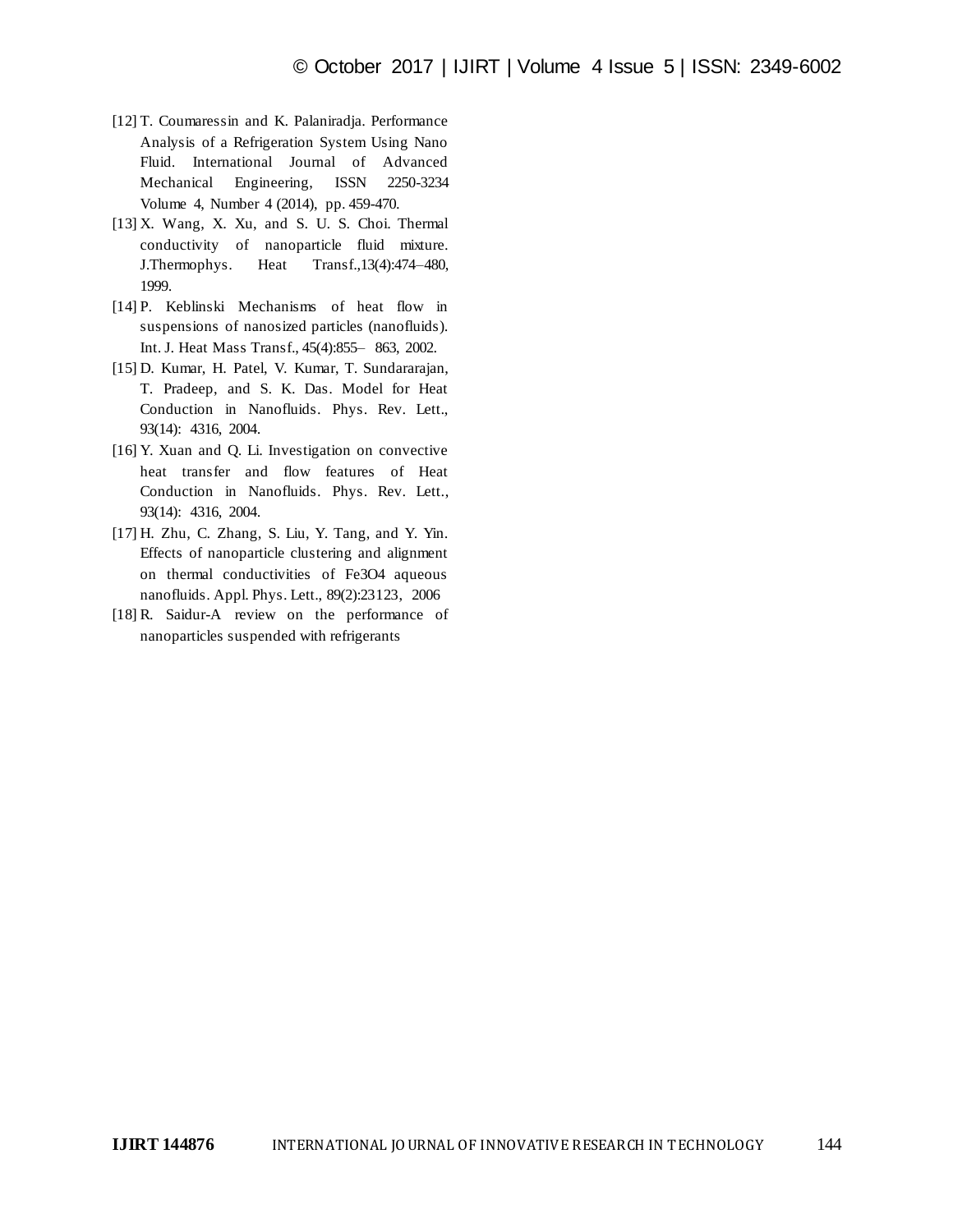[12] T. Coumaressin and K. Palaniradja. Performance Analysis of a Refrigeration System Using Nano Fluid. International Journal of Advanced Mechanical Engineering, ISSN 2250-3234 Volume 4, Number 4 (2014), pp. 459-470.

[13] X. Wang, X. Xu, and S. U. S. Choi. Thermal conductivity of nanoparticle fluid mixture. J.Thermophys. Heat Transf.,13(4):474–480, 1999.

[14] P. Keblinski Mechanisms of heat flow in suspensions of nanosized particles (nanofluids). Int. J. Heat Mass Transf., 45(4):855– 863, 2002.

[15] D. Kumar, H. Patel, V. Kumar, T. Sundararajan, T. Pradeep, and S. K. Das. Model for Heat Conduction in Nanofluids. Phys. Rev. Lett., 93(14): 4316, 2004.

[16] Y. Xuan and Q. Li. Investigation on convective heat transfer and flow features of Heat Conduction in Nanofluids. Phys. Rev. Lett., 93(14): 4316, 2004.

[17] H. Zhu, C. Zhang, S. Liu, Y. Tang, and Y. Yin. Effects of nanoparticle clustering and alignment on thermal conductivities of $Fe_3O_4$ aqueous nanofluids. Appl. Phys. Lett., 89(2):23123, 2006

[18] R. Saidur-A review on the performance of nanoparticles suspended with refrigerants